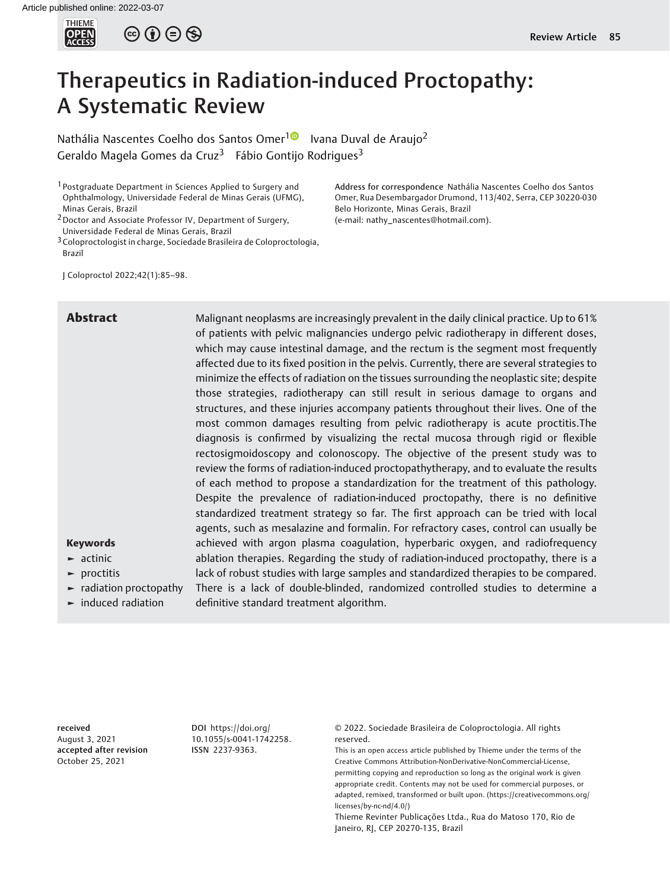# Therapeutics in Radiation-induced Proctopathy: A Systematic Review

Nathália Nascentes Coelho dos Santos Omer[1] Ivana Duval de Araujo[2] Geraldo Magela Gomes da Cruz[3] Fábio Gontijo Rodrigues[3]

[1] Postgraduate Department in Sciences Applied to Surgery and Ophthalmology, Universidade Federal de Minas Gerais (UFMG), Minas Gerais, Brazil
[2] Doctor and Associate Professor IV, Department of Surgery, Universidade Federal de Minas Gerais, Brazil
[3] Coloproctologist in charge, Sociedade Brasileira de Coloproctologia, Brazil

**Address for correspondence** Nathália Nascentes Coelho dos Santos Omer, Rua Desembargador Drumond, 113/402, Serra, CEP 30220-030 Belo Horizonte, Minas Gerais, Brazil (e-mail: nathy_nascentes@hotmail.com).

J Coloproctol 2022;42(1):85–98.

## Abstract

Malignant neoplasms are increasingly prevalent in the daily clinical practice. Up to 61% of patients with pelvic malignancies undergo pelvic radiotherapy in different doses, which may cause intestinal damage, and the rectum is the segment most frequently affected due to its fixed position in the pelvis. Currently, there are several strategies to minimize the effects of radiation on the tissues surrounding the neoplastic site; despite those strategies, radiotherapy can still result in serious damage to organs and structures, and these injuries accompany patients throughout their lives. One of the most common damages resulting from pelvic radiotherapy is acute proctitis.The diagnosis is confirmed by visualizing the rectal mucosa through rigid or flexible rectosigmoidoscopy and colonoscopy. The objective of the present study was to review the forms of radiation-induced proctopathytherapy, and to evaluate the results of each method to propose a standardization for the treatment of this pathology. Despite the prevalence of radiation-induced proctopathy, there is no definitive standardized treatment strategy so far. The first approach can be tried with local agents, such as mesalazine and formalin. For refractory cases, control can usually be achieved with argon plasma coagulation, hyperbaric oxygen, and radiofrequency ablation therapies. Regarding the study of radiation-induced proctopathy, there is a lack of robust studies with large samples and standardized therapies to be compared. There is a lack of double-blinded, randomized controlled studies to determine a definitive standard treatment algorithm.

**Keywords**

- actinic
- proctitis
- radiation proctopathy
- induced radiation

**received** August 3, 2021
**accepted after revision** October 25, 2021

**DOI** https://doi.org/10.1055/s-0041-1742258.
**ISSN** 2237-9363.

© 2022. Sociedade Brasileira de Coloproctologia. All rights reserved.
This is an open access article published by Thieme under the terms of the Creative Commons Attribution-NonDerivative-NonCommercial-License, permitting copying and reproduction so long as the original work is given appropriate credit. Contents may not be used for commercial purposes, or adapted, remixed, transformed or built upon. (https://creativecommons.org/licenses/by-nc-nd/4.0/)
Thieme Revinter Publicações Ltda., Rua do Matoso 170, Rio de Janeiro, RJ, CEP 20270-135, Brazil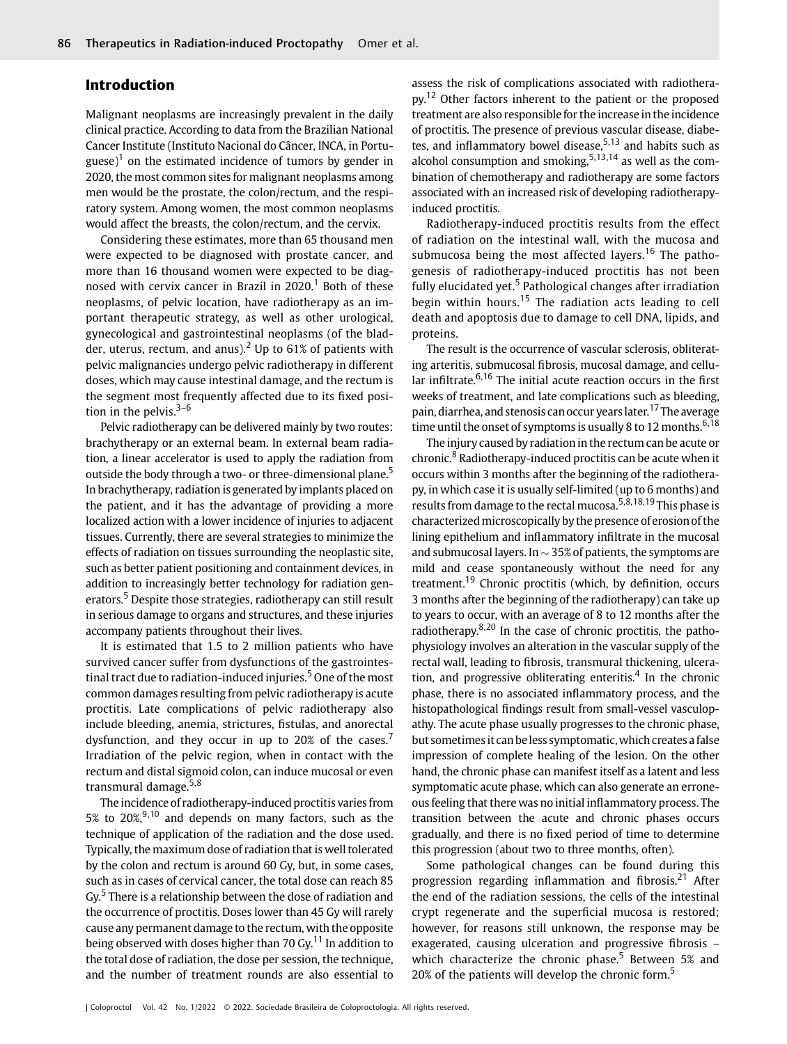## Introduction

Malignant neoplasms are increasingly prevalent in the daily clinical practice. According to data from the Brazilian National Cancer Institute (Instituto Nacional do Câncer, INCA, in Portuguese)[1] on the estimated incidence of tumors by gender in 2020, the most common sites for malignant neoplasms among men would be the prostate, the colon/rectum, and the respiratory system. Among women, the most common neoplasms would affect the breasts, the colon/rectum, and the cervix.

Considering these estimates, more than 65 thousand men were expected to be diagnosed with prostate cancer, and more than 16 thousand women were expected to be diagnosed with cervix cancer in Brazil in 2020.[1] Both of these neoplasms, of pelvic location, have radiotherapy as an important therapeutic strategy, as well as other urological, gynecological and gastrointestinal neoplasms (of the bladder, uterus, rectum, and anus).[2] Up to 61% of patients with pelvic malignancies undergo pelvic radiotherapy in different doses, which may cause intestinal damage, and the rectum is the segment most frequently affected due to its fixed position in the pelvis.[3–6]

Pelvic radiotherapy can be delivered mainly by two routes: brachytherapy or an external beam. In external beam radiation, a linear accelerator is used to apply the radiation from outside the body through a two- or three-dimensional plane.[5] In brachytherapy, radiation is generated by implants placed on the patient, and it has the advantage of providing a more localized action with a lower incidence of injuries to adjacent tissues. Currently, there are several strategies to minimize the effects of radiation on tissues surrounding the neoplastic site, such as better patient positioning and containment devices, in addition to increasingly better technology for radiation generators.[5] Despite those strategies, radiotherapy can still result in serious damage to organs and structures, and these injuries accompany patients throughout their lives.

It is estimated that 1.5 to 2 million patients who have survived cancer suffer from dysfunctions of the gastrointestinal tract due to radiation-induced injuries.[5] One of the most common damages resulting from pelvic radiotherapy is acute proctitis. Late complications of pelvic radiotherapy also include bleeding, anemia, strictures, fistulas, and anorectal dysfunction, and they occur in up to 20% of the cases.[7] Irradiation of the pelvic region, when in contact with the rectum and distal sigmoid colon, can induce mucosal or even transmural damage.[5,8]

The incidence of radiotherapy-induced proctitis varies from 5% to 20%,[9,10] and depends on many factors, such as the technique of application of the radiation and the dose used. Typically, the maximum dose of radiation that is well tolerated by the colon and rectum is around 60 Gy, but, in some cases, such as in cases of cervical cancer, the total dose can reach 85 Gy.[5] There is a relationship between the dose of radiation and the occurrence of proctitis. Doses lower than 45 Gy will rarely cause any permanent damage to the rectum, with the opposite being observed with doses higher than 70 Gy.[11] In addition to the total dose of radiation, the dose per session, the technique, and the number of treatment rounds are also essential to assess the risk of complications associated with radiotherapy.[12] Other factors inherent to the patient or the proposed treatment are also responsible for the increase in the incidence of proctitis. The presence of previous vascular disease, diabetes, and inflammatory bowel disease,[5,13] and habits such as alcohol consumption and smoking,[5,13,14] as well as the combination of chemotherapy and radiotherapy are some factors associated with an increased risk of developing radiotherapy-induced proctitis.

Radiotherapy-induced proctitis results from the effect of radiation on the intestinal wall, with the mucosa and submucosa being the most affected layers.[16] The pathogenesis of radiotherapy-induced proctitis has not been fully elucidated yet.[5] Pathological changes after irradiation begin within hours.[15] The radiation acts leading to cell death and apoptosis due to damage to cell DNA, lipids, and proteins.

The result is the occurrence of vascular sclerosis, obliterating arteritis, submucosal fibrosis, mucosal damage, and cellular infiltrate.[6,16] The initial acute reaction occurs in the first weeks of treatment, and late complications such as bleeding, pain, diarrhea, and stenosis can occur years later.[17] The average time until the onset of symptoms is usually 8 to 12 months.[6,18]

The injury caused by radiation in the rectum can be acute or chronic.[8] Radiotherapy-induced proctitis can be acute when it occurs within 3 months after the beginning of the radiotherapy, in which case it is usually self-limited (up to 6 months) and results from damage to the rectal mucosa.[5,8,18,19] This phase is characterized microscopically by the presence of erosion of the lining epithelium and inflammatory infiltrate in the mucosal and submucosal layers. In ~ 35% of patients, the symptoms are mild and cease spontaneously without the need for any treatment.[19] Chronic proctitis (which, by definition, occurs 3 months after the beginning of the radiotherapy) can take up to years to occur, with an average of 8 to 12 months after the radiotherapy.[8,20] In the case of chronic proctitis, the pathophysiology involves an alteration in the vascular supply of the rectal wall, leading to fibrosis, transmural thickening, ulceration, and progressive obliterating enteritis.[4] In the chronic phase, there is no associated inflammatory process, and the histopathological findings result from small-vessel vasculopathy. The acute phase usually progresses to the chronic phase, but sometimes it can be less symptomatic, which creates a false impression of complete healing of the lesion. On the other hand, the chronic phase can manifest itself as a latent and less symptomatic acute phase, which can also generate an erroneous feeling that there was no initial inflammatory process. The transition between the acute and chronic phases occurs gradually, and there is no fixed period of time to determine this progression (about two to three months, often).

Some pathological changes can be found during this progression regarding inflammation and fibrosis.[21] After the end of the radiation sessions, the cells of the intestinal crypt regenerate and the superficial mucosa is restored; however, for reasons still unknown, the response may be exagerated, causing ulceration and progressive fibrosis – which characterize the chronic phase.[5] Between 5% and 20% of the patients will develop the chronic form.[5]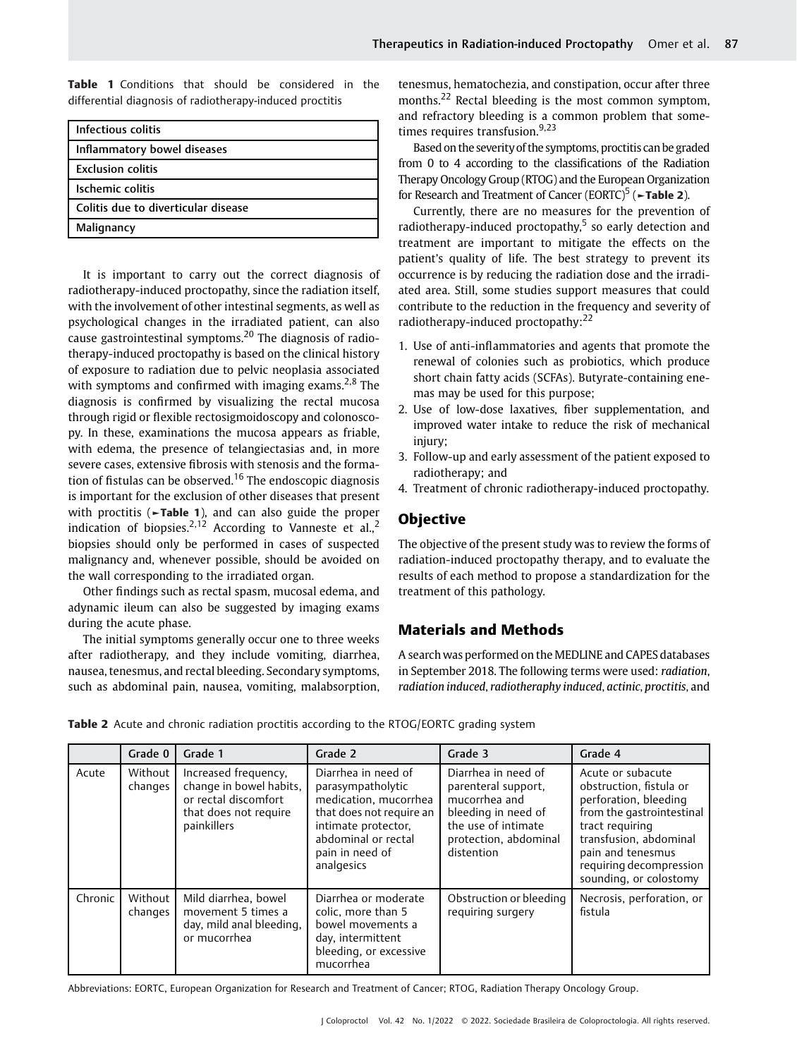**Table 1** Conditions that should be considered in the differential diagnosis of radiotherapy-induced proctitis

| |
|---|
| Infectious colitis |
| Inflammatory bowel diseases |
| Exclusion colitis |
| Ischemic colitis |
| Colitis due to diverticular disease |
| Malignancy |

It is important to carry out the correct diagnosis of radiotherapy-induced proctopathy, since the radiation itself, with the involvement of other intestinal segments, as well as psychological changes in the irradiated patient, can also cause gastrointestinal symptoms.[20] The diagnosis of radiotherapy-induced proctopathy is based on the clinical history of exposure to radiation due to pelvic neoplasia associated with symptoms and confirmed with imaging exams.[2,8] The diagnosis is confirmed by visualizing the rectal mucosa through rigid or flexible rectosigmoidoscopy and colonoscopy. In these, examinations the mucosa appears as friable, with edema, the presence of telangiectasias and, in more severe cases, extensive fibrosis with stenosis and the formation of fistulas can be observed.[16] The endoscopic diagnosis is important for the exclusion of other diseases that present with proctitis (►**Table 1**), and can also guide the proper indication of biopsies.[2,12] According to Vanneste et al.,[2] biopsies should only be performed in cases of suspected malignancy and, whenever possible, should be avoided on the wall corresponding to the irradiated organ.

Other findings such as rectal spasm, mucosal edema, and adynamic ileum can also be suggested by imaging exams during the acute phase.

The initial symptoms generally occur one to three weeks after radiotherapy, and they include vomiting, diarrhea, nausea, tenesmus, and rectal bleeding. Secondary symptoms, such as abdominal pain, nausea, vomiting, malabsorption, tenesmus, hematochezia, and constipation, occur after three months.[22] Rectal bleeding is the most common symptom, and refractory bleeding is a common problem that sometimes requires transfusion.[9,23]

Based on the severity of the symptoms, proctitis can be graded from 0 to 4 according to the classifications of the Radiation Therapy Oncology Group (RTOG) and the European Organization for Research and Treatment of Cancer (EORTC)[5] (►**Table 2**).

Currently, there are no measures for the prevention of radiotherapy-induced proctopathy,[5] so early detection and treatment are important to mitigate the effects on the patient's quality of life. The best strategy to prevent its occurrence is by reducing the radiation dose and the irradiated area. Still, some studies support measures that could contribute to the reduction in the frequency and severity of radiotherapy-induced proctopathy:[22]

1. Use of anti-inflammatories and agents that promote the renewal of colonies such as probiotics, which produce short chain fatty acids (SCFAs). Butyrate-containing enemas may be used for this purpose;
2. Use of low-dose laxatives, fiber supplementation, and improved water intake to reduce the risk of mechanical injury;
3. Follow-up and early assessment of the patient exposed to radiotherapy; and
4. Treatment of chronic radiotherapy-induced proctopathy.

## Objective

The objective of the present study was to review the forms of radiation-induced proctopathy therapy, and to evaluate the results of each method to propose a standardization for the treatment of this pathology.

## Materials and Methods

A search was performed on the MEDLINE and CAPES databases in September 2018. The following terms were used: *radiation*, *radiation induced*, *radiotheraphy induced*, *actinic*, *proctitis*, and

**Table 2** Acute and chronic radiation proctitis according to the RTOG/EORTC grading system

| | Grade 0 | Grade 1 | Grade 2 | Grade 3 | Grade 4 |
|---|---|---|---|---|---|
| Acute | Without changes | Increased frequency, change in bowel habits, or rectal discomfort that does not require painkillers | Diarrhea in need of parasympatholytic medication, mucorrhea that does not require an intimate protector, abdominal or rectal pain in need of analgesics | Diarrhea in need of parenteral support, mucorrhea and bleeding in need of the use of intimate protection, abdominal distention | Acute or subacute obstruction, fistula or perforation, bleeding from the gastrointestinal tract requiring transfusion, abdominal pain and tenesmus requiring decompression sounding, or colostomy |
| Chronic | Without changes | Mild diarrhea, bowel movement 5 times a day, mild anal bleeding, or mucorrhea | Diarrhea or moderate colic, more than 5 bowel movements a day, intermittent bleeding, or excessive mucorrhea | Obstruction or bleeding requiring surgery | Necrosis, perforation, or fistula |

Abbreviations: EORTC, European Organization for Research and Treatment of Cancer; RTOG, Radiation Therapy Oncology Group.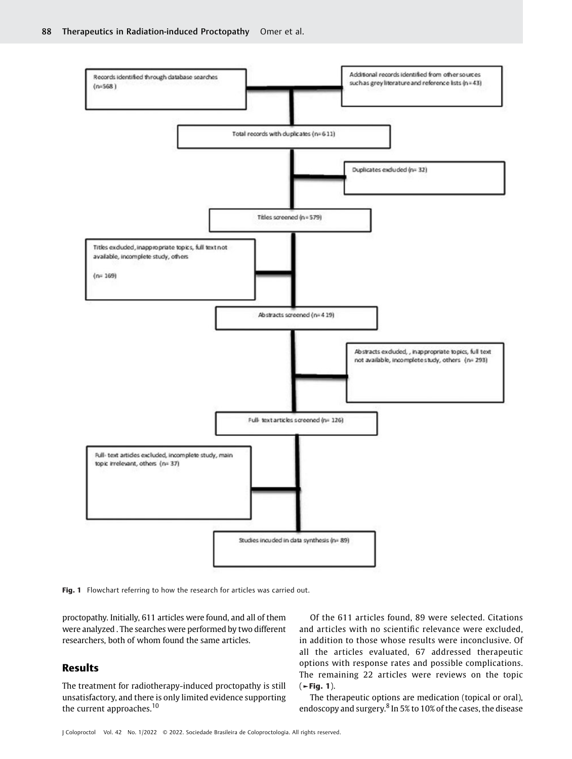Records identified through database searches (n=568)

Additional records identified from other sources such as grey literature and reference lists (n = 43)

Total records with duplicates (n= 611)

Duplicates excluded (n= 32)

Titles screened (n = 579)

Titles excluded, inappropriate topics, full text not available, incomplete study, others (n= 169)

Abstracts screened (n= 419)

Abstracts excluded, , inappropriate topics, full text not available, incomplete study, others (n= 293)

Full- text articles screened (n= 126)

Full- text articles excluded, incomplete study, main topic irrelevant, others (n= 37)

Studies incuded in data synthesis (n= 89)

**Fig. 1** Flowchart referring to how the research for articles was carried out.

proctopathy. Initially, 611 articles were found, and all of them were analyzed . The searches were performed by two different researchers, both of whom found the same articles.

## Results

The treatment for radiotherapy-induced proctopathy is still unsatisfactory, and there is only limited evidence supporting the current approaches.[10]

Of the 611 articles found, 89 were selected. Citations and articles with no scientific relevance were excluded, in addition to those whose results were inconclusive. Of all the articles evaluated, 67 addressed therapeutic options with response rates and possible complications. The remaining 22 articles were reviews on the topic (►**Fig. 1**).

The therapeutic options are medication (topical or oral), endoscopy and surgery.[8] In 5% to 10% of the cases, the disease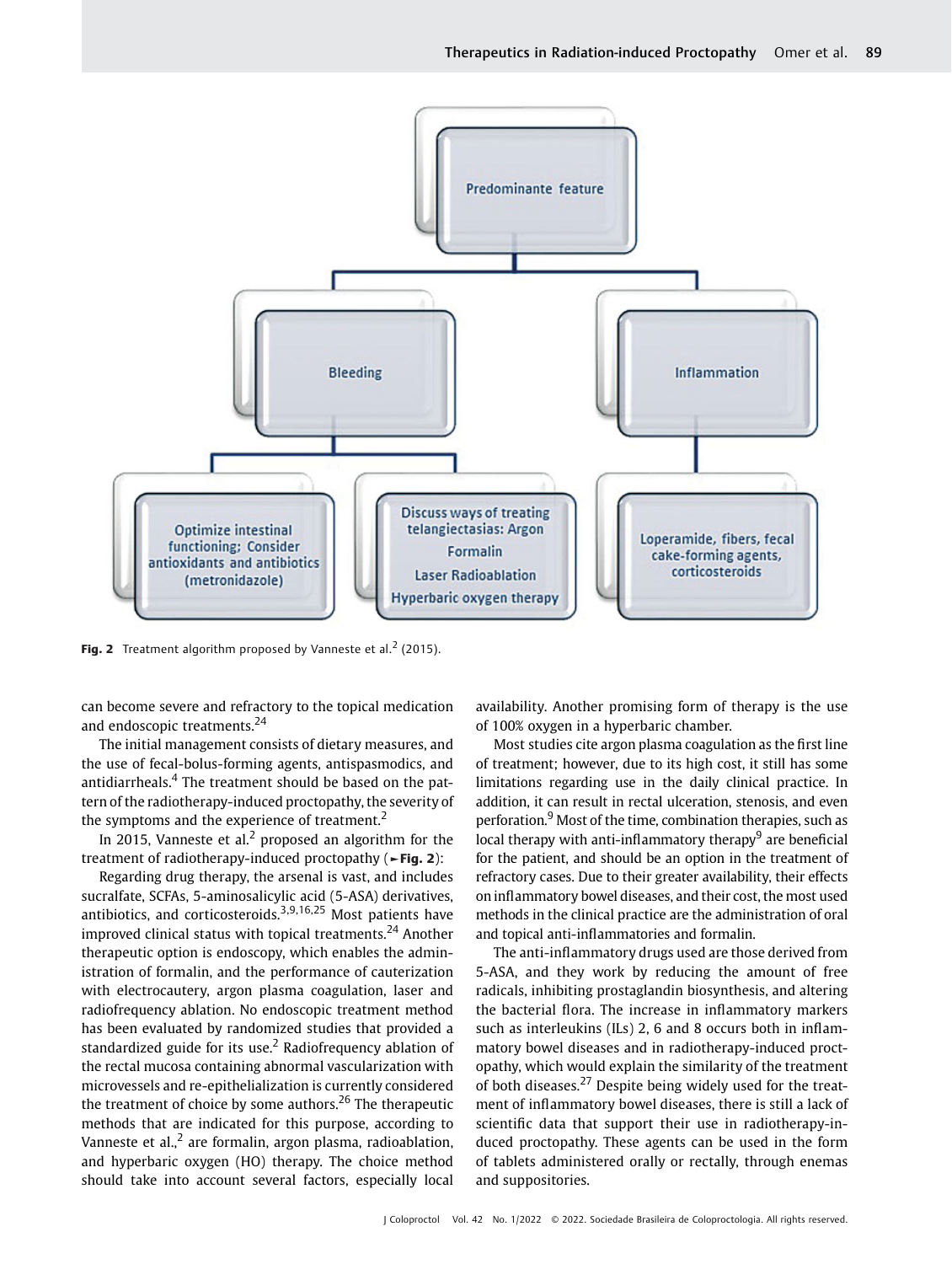Predominante feature

Bleeding

Inflammation

Optimize intestinal functioning; Consider antioxidants and antibiotics (metronidazole)

Discuss ways of treating telangiectasias: Argon Formalin Laser Radioablation Hyperbaric oxygen therapy

Loperamide, fibers, fecal cake-forming agents, corticosteroids

**Fig. 2** Treatment algorithm proposed by Vanneste et al.[2] (2015).

can become severe and refractory to the topical medication and endoscopic treatments.[24]

The initial management consists of dietary measures, and the use of fecal-bolus-forming agents, antispasmodics, and antidiarrheals.[4] The treatment should be based on the pattern of the radiotherapy-induced proctopathy, the severity of the symptoms and the experience of treatment.[2]

In 2015, Vanneste et al.[2] proposed an algorithm for the treatment of radiotherapy-induced proctopathy (►**Fig. 2**):

Regarding drug therapy, the arsenal is vast, and includes sucralfate, SCFAs, 5-aminosalicylic acid (5-ASA) derivatives, antibiotics, and corticosteroids.[3,9,16,25] Most patients have improved clinical status with topical treatments.[24] Another therapeutic option is endoscopy, which enables the administration of formalin, and the performance of cauterization with electrocautery, argon plasma coagulation, laser and radiofrequency ablation. No endoscopic treatment method has been evaluated by randomized studies that provided a standardized guide for its use.[2] Radiofrequency ablation of the rectal mucosa containing abnormal vascularization with microvessels and re-epithelialization is currently considered the treatment of choice by some authors.[26] The therapeutic methods that are indicated for this purpose, according to Vanneste et al.,[2] are formalin, argon plasma, radioablation, and hyperbaric oxygen (HO) therapy. The choice method should take into account several factors, especially local availability. Another promising form of therapy is the use of 100% oxygen in a hyperbaric chamber.

Most studies cite argon plasma coagulation as the first line of treatment; however, due to its high cost, it still has some limitations regarding use in the daily clinical practice. In addition, it can result in rectal ulceration, stenosis, and even perforation.[9] Most of the time, combination therapies, such as local therapy with anti-inflammatory therapy[9] are beneficial for the patient, and should be an option in the treatment of refractory cases. Due to their greater availability, their effects on inflammatory bowel diseases, and their cost, the most used methods in the clinical practice are the administration of oral and topical anti-inflammatories and formalin.

The anti-inflammatory drugs used are those derived from 5-ASA, and they work by reducing the amount of free radicals, inhibiting prostaglandin biosynthesis, and altering the bacterial flora. The increase in inflammatory markers such as interleukins (ILs) 2, 6 and 8 occurs both in inflammatory bowel diseases and in radiotherapy-induced proctopathy, which would explain the similarity of the treatment of both diseases.[27] Despite being widely used for the treatment of inflammatory bowel diseases, there is still a lack of scientific data that support their use in radiotherapy-induced proctopathy. These agents can be used in the form of tablets administered orally or rectally, through enemas and suppositories.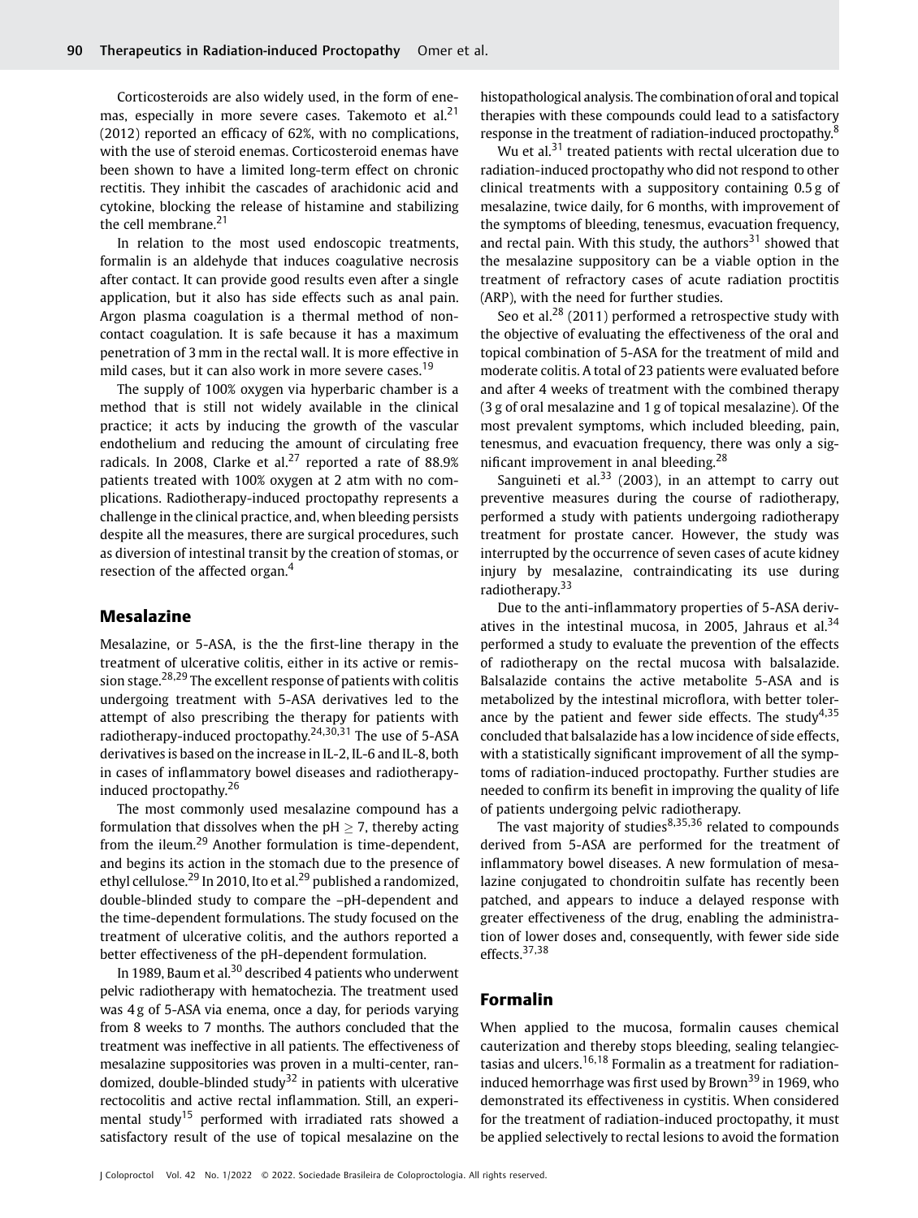Corticosteroids are also widely used, in the form of enemas, especially in more severe cases. Takemoto et al.[21] (2012) reported an efficacy of 62%, with no complications, with the use of steroid enemas. Corticosteroid enemas have been shown to have a limited long-term effect on chronic rectitis. They inhibit the cascades of arachidonic acid and cytokine, blocking the release of histamine and stabilizing the cell membrane.[21]

In relation to the most used endoscopic treatments, formalin is an aldehyde that induces coagulative necrosis after contact. It can provide good results even after a single application, but it also has side effects such as anal pain. Argon plasma coagulation is a thermal method of noncontact coagulation. It is safe because it has a maximum penetration of 3 mm in the rectal wall. It is more effective in mild cases, but it can also work in more severe cases.[19]

The supply of 100% oxygen via hyperbaric chamber is a method that is still not widely available in the clinical practice; it acts by inducing the growth of the vascular endothelium and reducing the amount of circulating free radicals. In 2008, Clarke et al.[27] reported a rate of 88.9% patients treated with 100% oxygen at 2 atm with no complications. Radiotherapy-induced proctopathy represents a challenge in the clinical practice, and, when bleeding persists despite all the measures, there are surgical procedures, such as diversion of intestinal transit by the creation of stomas, or resection of the affected organ.[4]

## Mesalazine

Mesalazine, or 5-ASA, is the the first-line therapy in the treatment of ulcerative colitis, either in its active or remission stage.[28,29] The excellent response of patients with colitis undergoing treatment with 5-ASA derivatives led to the attempt of also prescribing the therapy for patients with radiotherapy-induced proctopathy.[24,30,31] The use of 5-ASA derivatives is based on the increase in IL-2, IL-6 and IL-8, both in cases of inflammatory bowel diseases and radiotherapy-induced proctopathy.[26]

The most commonly used mesalazine compound has a formulation that dissolves when the pH $\geq 7$, thereby acting from the ileum.[29] Another formulation is time-dependent, and begins its action in the stomach due to the presence of ethyl cellulose.[29] In 2010, Ito et al.[29] published a randomized, double-blinded study to compare the –pH-dependent and the time-dependent formulations. The study focused on the treatment of ulcerative colitis, and the authors reported a better effectiveness of the pH-dependent formulation.

In 1989, Baum et al.[30] described 4 patients who underwent pelvic radiotherapy with hematochezia. The treatment used was 4 g of 5-ASA via enema, once a day, for periods varying from 8 weeks to 7 months. The authors concluded that the treatment was ineffective in all patients. The effectiveness of mesalazine suppositories was proven in a multi-center, randomized, double-blinded study[32] in patients with ulcerative rectocolitis and active rectal inflammation. Still, an experimental study[15] performed with irradiated rats showed a satisfactory result of the use of topical mesalazine on the histopathological analysis. The combination of oral and topical therapies with these compounds could lead to a satisfactory response in the treatment of radiation-induced proctopathy.[8]

Wu et al.[31] treated patients with rectal ulceration due to radiation-induced proctopathy who did not respond to other clinical treatments with a suppository containing 0.5 g of mesalazine, twice daily, for 6 months, with improvement of the symptoms of bleeding, tenesmus, evacuation frequency, and rectal pain. With this study, the authors[31] showed that the mesalazine suppository can be a viable option in the treatment of refractory cases of acute radiation proctitis (ARP), with the need for further studies.

Seo et al.[28] (2011) performed a retrospective study with the objective of evaluating the effectiveness of the oral and topical combination of 5-ASA for the treatment of mild and moderate colitis. A total of 23 patients were evaluated before and after 4 weeks of treatment with the combined therapy (3 g of oral mesalazine and 1 g of topical mesalazine). Of the most prevalent symptoms, which included bleeding, pain, tenesmus, and evacuation frequency, there was only a significant improvement in anal bleeding.[28]

Sanguineti et al.[33] (2003), in an attempt to carry out preventive measures during the course of radiotherapy, performed a study with patients undergoing radiotherapy treatment for prostate cancer. However, the study was interrupted by the occurrence of seven cases of acute kidney injury by mesalazine, contraindicating its use during radiotherapy.[33]

Due to the anti-inflammatory properties of 5-ASA derivatives in the intestinal mucosa, in 2005, Jahraus et al.[34] performed a study to evaluate the prevention of the effects of radiotherapy on the rectal mucosa with balsalazide. Balsalazide contains the active metabolite 5-ASA and is metabolized by the intestinal microflora, with better tolerance by the patient and fewer side effects. The study[4,35] concluded that balsalazide has a low incidence of side effects, with a statistically significant improvement of all the symptoms of radiation-induced proctopathy. Further studies are needed to confirm its benefit in improving the quality of life of patients undergoing pelvic radiotherapy.

The vast majority of studies[8,35,36] related to compounds derived from 5-ASA are performed for the treatment of inflammatory bowel diseases. A new formulation of mesalazine conjugated to chondroitin sulfate has recently been patched, and appears to induce a delayed response with greater effectiveness of the drug, enabling the administration of lower doses and, consequently, with fewer side side effects.[37,38]

## Formalin

When applied to the mucosa, formalin causes chemical cauterization and thereby stops bleeding, sealing telangiectasias and ulcers.[16,18] Formalin as a treatment for radiation-induced hemorrhage was first used by Brown[39] in 1969, who demonstrated its effectiveness in cystitis. When considered for the treatment of radiation-induced proctopathy, it must be applied selectively to rectal lesions to avoid the formation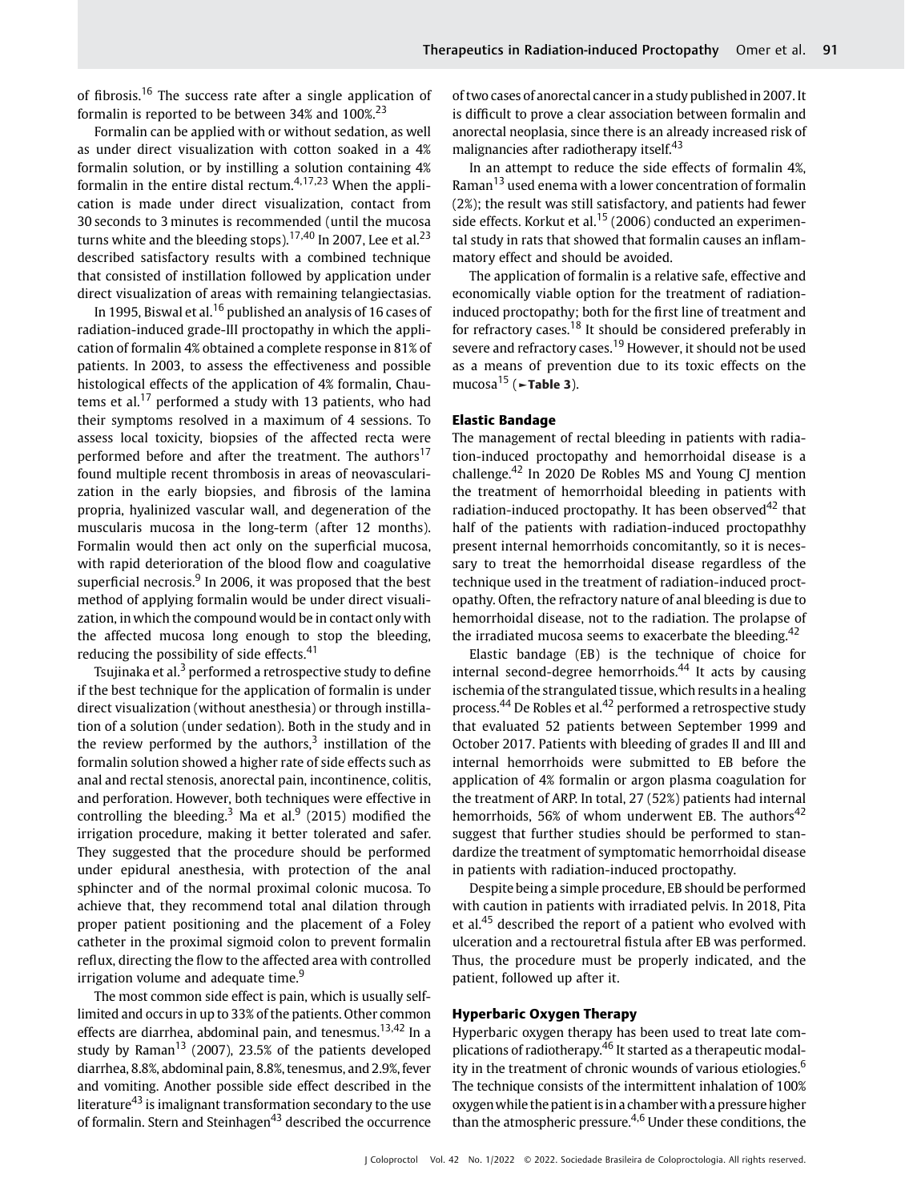of fibrosis.[16] The success rate after a single application of formalin is reported to be between 34% and 100%.[23]

Formalin can be applied with or without sedation, as well as under direct visualization with cotton soaked in a 4% formalin solution, or by instilling a solution containing 4% formalin in the entire distal rectum.[4,17,23] When the application is made under direct visualization, contact from 30 seconds to 3 minutes is recommended (until the mucosa turns white and the bleeding stops).[17,40] In 2007, Lee et al.[23] described satisfactory results with a combined technique that consisted of instillation followed by application under direct visualization of areas with remaining telangiectasias.

In 1995, Biswal et al.[16] published an analysis of 16 cases of radiation-induced grade-III proctopathy in which the application of formalin 4% obtained a complete response in 81% of patients. In 2003, to assess the effectiveness and possible histological effects of the application of 4% formalin, Chautems et al.[17] performed a study with 13 patients, who had their symptoms resolved in a maximum of 4 sessions. To assess local toxicity, biopsies of the affected recta were performed before and after the treatment. The authors[17] found multiple recent thrombosis in areas of neovascularization in the early biopsies, and fibrosis of the lamina propria, hyalinized vascular wall, and degeneration of the muscularis mucosa in the long-term (after 12 months). Formalin would then act only on the superficial mucosa, with rapid deterioration of the blood flow and coagulative superficial necrosis.[9] In 2006, it was proposed that the best method of applying formalin would be under direct visualization, in which the compound would be in contact only with the affected mucosa long enough to stop the bleeding, reducing the possibility of side effects.[41]

Tsujinaka et al.[3] performed a retrospective study to define if the best technique for the application of formalin is under direct visualization (without anesthesia) or through instillation of a solution (under sedation). Both in the study and in the review performed by the authors,[3] instillation of the formalin solution showed a higher rate of side effects such as anal and rectal stenosis, anorectal pain, incontinence, colitis, and perforation. However, both techniques were effective in controlling the bleeding.[3] Ma et al.[9] (2015) modified the irrigation procedure, making it better tolerated and safer. They suggested that the procedure should be performed under epidural anesthesia, with protection of the anal sphincter and of the normal proximal colonic mucosa. To achieve that, they recommend total anal dilation through proper patient positioning and the placement of a Foley catheter in the proximal sigmoid colon to prevent formalin reflux, directing the flow to the affected area with controlled irrigation volume and adequate time.[9]

The most common side effect is pain, which is usually self-limited and occurs in up to 33% of the patients. Other common effects are diarrhea, abdominal pain, and tenesmus.[13,42] In a study by Raman[13] (2007), 23.5% of the patients developed diarrhea, 8.8%, abdominal pain, 8.8%, tenesmus, and 2.9%, fever and vomiting. Another possible side effect described in the literature[43] is imalignant transformation secondary to the use of formalin. Stern and Steinhagen[43] described the occurrence of two cases of anorectal cancer in a study published in 2007. It is difficult to prove a clear association between formalin and anorectal neoplasia, since there is an already increased risk of malignancies after radiotherapy itself.[43]

In an attempt to reduce the side effects of formalin 4%, Raman[13] used enema with a lower concentration of formalin (2%); the result was still satisfactory, and patients had fewer side effects. Korkut et al.[15] (2006) conducted an experimental study in rats that showed that formalin causes an inflammatory effect and should be avoided.

The application of formalin is a relative safe, effective and economically viable option for the treatment of radiation-induced proctopathy; both for the first line of treatment and for refractory cases.[18] It should be considered preferably in severe and refractory cases.[19] However, it should not be used as a means of prevention due to its toxic effects on the mucosa[15] (►**Table 3**).

### Elastic Bandage

The management of rectal bleeding in patients with radiation-induced proctopathy and hemorrhoidal disease is a challenge.[42] In 2020 De Robles MS and Young CJ mention the treatment of hemorrhoidal bleeding in patients with radiation-induced proctopathy. It has been observed[42] that half of the patients with radiation-induced proctopathhy present internal hemorrhoids concomitantly, so it is necessary to treat the hemorrhoidal disease regardless of the technique used in the treatment of radiation-induced proctopathy. Often, the refractory nature of anal bleeding is due to hemorrhoidal disease, not to the radiation. The prolapse of the irradiated mucosa seems to exacerbate the bleeding.[42]

Elastic bandage (EB) is the technique of choice for internal second-degree hemorrhoids.[44] It acts by causing ischemia of the strangulated tissue, which results in a healing process.[44] De Robles et al.[42] performed a retrospective study that evaluated 52 patients between September 1999 and October 2017. Patients with bleeding of grades II and III and internal hemorrhoids were submitted to EB before the application of 4% formalin or argon plasma coagulation for the treatment of ARP. In total, 27 (52%) patients had internal hemorrhoids, 56% of whom underwent EB. The authors[42] suggest that further studies should be performed to standardize the treatment of symptomatic hemorrhoidal disease in patients with radiation-induced proctopathy.

Despite being a simple procedure, EB should be performed with caution in patients with irradiated pelvis. In 2018, Pita et al.[45] described the report of a patient who evolved with ulceration and a rectouretral fistula after EB was performed. Thus, the procedure must be properly indicated, and the patient, followed up after it.

### Hyperbaric Oxygen Therapy

Hyperbaric oxygen therapy has been used to treat late complications of radiotherapy.[46] It started as a therapeutic modality in the treatment of chronic wounds of various etiologies.[6] The technique consists of the intermittent inhalation of 100% oxygen while the patient is in a chamber with a pressure higher than the atmospheric pressure.[4,6] Under these conditions, the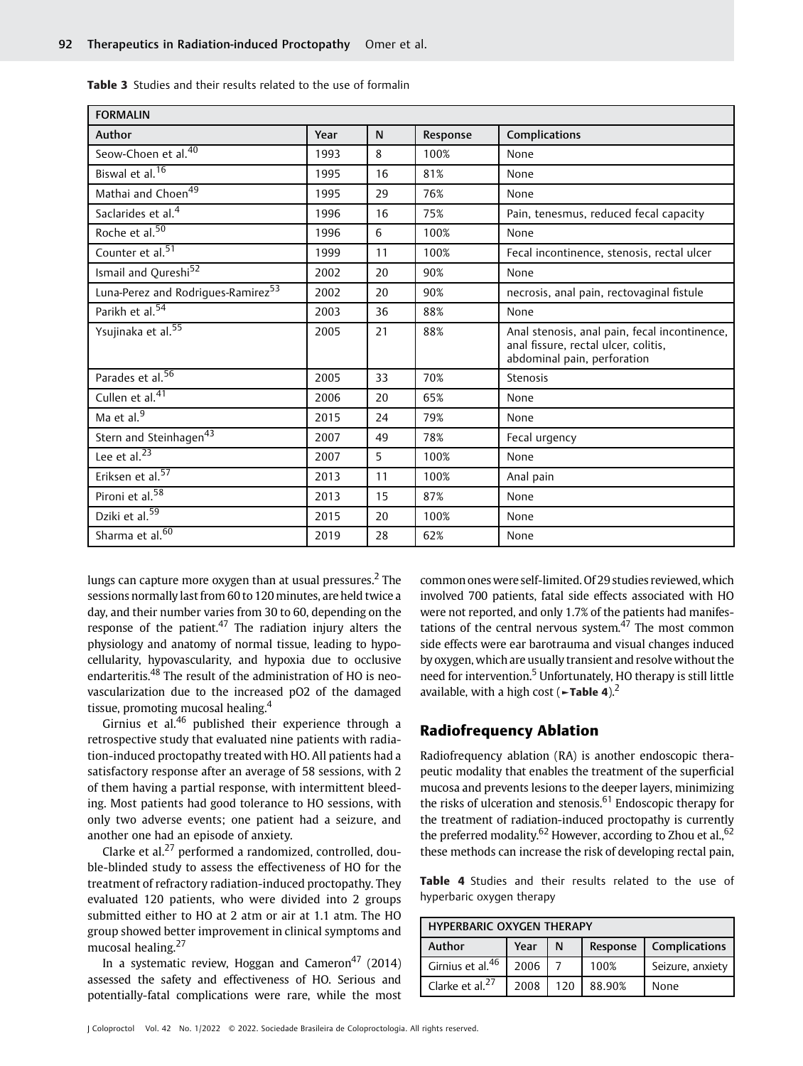**Table 3** Studies and their results related to the use of formalin

| FORMALIN | | | | |
|---|---|---|---|---|
| Author | Year | N | Response | Complications |
| Seow-Choen et al.[40] | 1993 | 8 | 100% | None |
| Biswal et al.[16] | 1995 | 16 | 81% | None |
| Mathai and Choen[49] | 1995 | 29 | 76% | None |
| Saclarides et al.[4] | 1996 | 16 | 75% | Pain, tenesmus, reduced fecal capacity |
| Roche et al.[50] | 1996 | 6 | 100% | None |
| Counter et al.[51] | 1999 | 11 | 100% | Fecal incontinence, stenosis, rectal ulcer |
| Ismail and Qureshi[52] | 2002 | 20 | 90% | None |
| Luna-Perez and Rodrigues-Ramirez[53] | 2002 | 20 | 90% | necrosis, anal pain, rectovaginal fistule |
| Parikh et al.[54] | 2003 | 36 | 88% | None |
| Ysujinaka et al.[55] | 2005 | 21 | 88% | Anal stenosis, anal pain, fecal incontinence, anal fissure, rectal ulcer, colitis, abdominal pain, perforation |
| Parades et al.[56] | 2005 | 33 | 70% | Stenosis |
| Cullen et al.[41] | 2006 | 20 | 65% | None |
| Ma et al.[9] | 2015 | 24 | 79% | None |
| Stern and Steinhagen[43] | 2007 | 49 | 78% | Fecal urgency |
| Lee et al.[23] | 2007 | 5 | 100% | None |
| Eriksen et al.[57] | 2013 | 11 | 100% | Anal pain |
| Pironi et al.[58] | 2013 | 15 | 87% | None |
| Dziki et al.[59] | 2015 | 20 | 100% | None |
| Sharma et al.[60] | 2019 | 28 | 62% | None |

lungs can capture more oxygen than at usual pressures.[2] The sessions normally last from 60 to 120 minutes, are held twice a day, and their number varies from 30 to 60, depending on the response of the patient.[47] The radiation injury alters the physiology and anatomy of normal tissue, leading to hypocellularity, hypovascularity, and hypoxia due to occlusive endarteritis.[48] The result of the administration of HO is neovascularization due to the increased pO2 of the damaged tissue, promoting mucosal healing.[4]

Girnius et al.[46] published their experience through a retrospective study that evaluated nine patients with radiation-induced proctopathy treated with HO. All patients had a satisfactory response after an average of 58 sessions, with 2 of them having a partial response, with intermittent bleeding. Most patients had good tolerance to HO sessions, with only two adverse events; one patient had a seizure, and another one had an episode of anxiety.

Clarke et al.[27] performed a randomized, controlled, double-blinded study to assess the effectiveness of HO for the treatment of refractory radiation-induced proctopathy. They evaluated 120 patients, who were divided into 2 groups submitted either to HO at 2 atm or air at 1.1 atm. The HO group showed better improvement in clinical symptoms and mucosal healing.[27]

In a systematic review, Hoggan and Cameron[47] (2014) assessed the safety and effectiveness of HO. Serious and potentially-fatal complications were rare, while the most common ones were self-limited. Of 29 studies reviewed, which involved 700 patients, fatal side effects associated with HO were not reported, and only 1.7% of the patients had manifestations of the central nervous system.[47] The most common side effects were ear barotrauma and visual changes induced by oxygen, which are usually transient and resolve without the need for intervention.[5] Unfortunately, HO therapy is still little available, with a high cost (►**Table 4**).[2]

## Radiofrequency Ablation

Radiofrequency ablation (RA) is another endoscopic therapeutic modality that enables the treatment of the superficial mucosa and prevents lesions to the deeper layers, minimizing the risks of ulceration and stenosis.[61] Endoscopic therapy for the treatment of radiation-induced proctopathy is currently the preferred modality.[62] However, according to Zhou et al.,[62] these methods can increase the risk of developing rectal pain,

**Table 4** Studies and their results related to the use of hyperbaric oxygen therapy

| HYPERBARIC OXYGEN THERAPY | | | | |
|---|---|---|---|---|
| Author | Year | N | Response | Complications |
| Girnius et al.[46] | 2006 | 7 | 100% | Seizure, anxiety |
| Clarke et al.[27] | 2008 | 120 | 88.90% | None |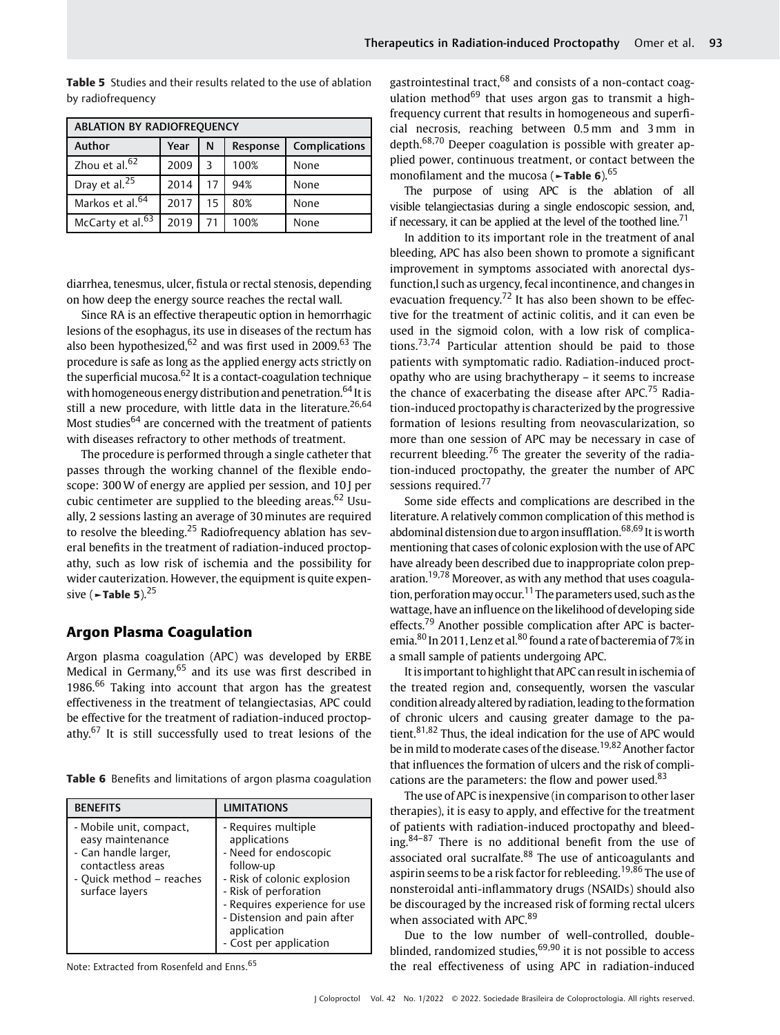**Table 5** Studies and their results related to the use of ablation by radiofrequency

| ABLATION BY RADIOFREQUENCY | | | | |
|---|---|---|---|---|
| Author | Year | N | Response | Complications |
| Zhou et al.[62] | 2009 | 3 | 100% | None |
| Dray et al.[25] | 2014 | 17 | 94% | None |
| Markos et al.[64] | 2017 | 15 | 80% | None |
| McCarty et al.[63] | 2019 | 71 | 100% | None |

diarrhea, tenesmus, ulcer, fistula or rectal stenosis, depending on how deep the energy source reaches the rectal wall.

Since RA is an effective therapeutic option in hemorrhagic lesions of the esophagus, its use in diseases of the rectum has also been hypothesized,[62] and was first used in 2009.[63] The procedure is safe as long as the applied energy acts strictly on the superficial mucosa.[62] It is a contact-coagulation technique with homogeneous energy distribution and penetration.[64] It is still a new procedure, with little data in the literature.[26,64] Most studies[64] are concerned with the treatment of patients with diseases refractory to other methods of treatment.

The procedure is performed through a single catheter that passes through the working channel of the flexible endoscope: 300 W of energy are applied per session, and 10 J per cubic centimeter are supplied to the bleeding areas.[62] Usually, 2 sessions lasting an average of 30 minutes are required to resolve the bleeding.[25] Radiofrequency ablation has several benefits in the treatment of radiation-induced proctopathy, such as low risk of ischemia and the possibility for wider cauterization. However, the equipment is quite expensive (►**Table 5**).[25]

## Argon Plasma Coagulation

Argon plasma coagulation (APC) was developed by ERBE Medical in Germany,[65] and its use was first described in 1986.[66] Taking into account that argon has the greatest effectiveness in the treatment of telangiectasias, APC could be effective for the treatment of radiation-induced proctopathy.[67] It is still successfully used to treat lesions of the gastrointestinal tract,[68] and consists of a non-contact coagulation method[69] that uses argon gas to transmit a high-frequency current that results in homogeneous and superficial necrosis, reaching between 0.5 mm and 3 mm in depth.[68,70] Deeper coagulation is possible with greater applied power, continuous treatment, or contact between the monofilament and the mucosa (►**Table 6**).[65]

**Table 6** Benefits and limitations of argon plasma coagulation

| BENEFITS | LIMITATIONS |
|---|---|
| - Mobile unit, compact, easy maintenance<br>- Can handle larger, contactless areas<br>- Quick method – reaches surface layers | - Requires multiple applications<br>- Need for endoscopic follow-up<br>- Risk of colonic explosion<br>- Risk of perforation<br>- Requires experience for use<br>- Distension and pain after application<br>- Cost per application |

Note: Extracted from Rosenfeld and Enns.[65]

The purpose of using APC is the ablation of all visible telangiectasias during a single endoscopic session, and, if necessary, it can be applied at the level of the toothed line.[71]

In addition to its important role in the treatment of anal bleeding, APC has also been shown to promote a significant improvement in symptoms associated with anorectal dysfunction,l such as urgency, fecal incontinence, and changes in evacuation frequency.[72] It has also been shown to be effective for the treatment of actinic colitis, and it can even be used in the sigmoid colon, with a low risk of complications.[73,74] Particular attention should be paid to those patients with symptomatic radio. Radiation-induced proctopathy who are using brachytherapy – it seems to increase the chance of exacerbating the disease after APC.[75] Radiation-induced proctopathy is characterized by the progressive formation of lesions resulting from neovascularization, so more than one session of APC may be necessary in case of recurrent bleeding.[76] The greater the severity of the radiation-induced proctopathy, the greater the number of APC sessions required.[77]

Some side effects and complications are described in the literature. A relatively common complication of this method is abdominal distension due to argon insufflation.[68,69] It is worth mentioning that cases of colonic explosion with the use of APC have already been described due to inappropriate colon preparation.[19,78] Moreover, as with any method that uses coagulation, perforation may occur.[11] The parameters used, such as the wattage, have an influence on the likelihood of developing side effects.[79] Another possible complication after APC is bacteremia.[80] In 2011, Lenz et al.[80] found a rate of bacteremia of 7% in a small sample of patients undergoing APC.

It is important to highlight that APC can result in ischemia of the treated region and, consequently, worsen the vascular condition already altered by radiation, leading to the formation of chronic ulcers and causing greater damage to the patient.[81,82] Thus, the ideal indication for the use of APC would be in mild to moderate cases of the disease.[19,82] Another factor that influences the formation of ulcers and the risk of complications are the parameters: the flow and power used.[83]

The use of APC is inexpensive (in comparison to other laser therapies), it is easy to apply, and effective for the treatment of patients with radiation-induced proctopathy and bleeding.[84–87] There is no additional benefit from the use of associated oral sucralfate.[88] The use of anticoagulants and aspirin seems to be a risk factor for rebleeding.[19,86] The use of nonsteroidal anti-inflammatory drugs (NSAIDs) should also be discouraged by the increased risk of forming rectal ulcers when associated with APC.[89]

Due to the low number of well-controlled, double-blinded, randomized studies,[69,90] it is not possible to access the real effectiveness of using APC in radiation-induced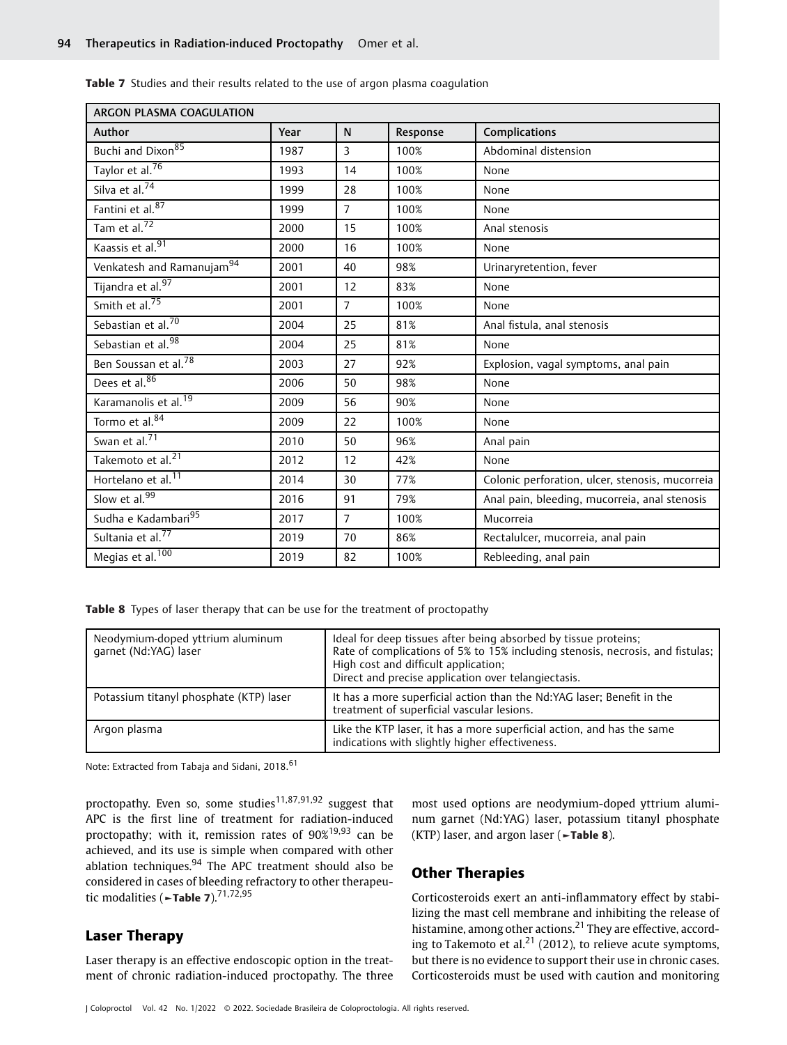**Table 7** Studies and their results related to the use of argon plasma coagulation

| ARGON PLASMA COAGULATION | | | | |
|---|---|---|---|---|
| Author | Year | N | Response | Complications |
| Buchi and Dixon[85] | 1987 | 3 | 100% | Abdominal distension |
| Taylor et al.[76] | 1993 | 14 | 100% | None |
| Silva et al.[74] | 1999 | 28 | 100% | None |
| Fantini et al.[87] | 1999 | 7 | 100% | None |
| Tam et al.[72] | 2000 | 15 | 100% | Anal stenosis |
| Kaassis et al.[91] | 2000 | 16 | 100% | None |
| Venkatesh and Ramanujam[94] | 2001 | 40 | 98% | Urinaryretention, fever |
| Tijandra et al.[97] | 2001 | 12 | 83% | None |
| Smith et al.[75] | 2001 | 7 | 100% | None |
| Sebastian et al.[70] | 2004 | 25 | 81% | Anal fistula, anal stenosis |
| Sebastian et al.[98] | 2004 | 25 | 81% | None |
| Ben Soussan et al.[78] | 2003 | 27 | 92% | Explosion, vagal symptoms, anal pain |
| Dees et al.[86] | 2006 | 50 | 98% | None |
| Karamanolis et al.[19] | 2009 | 56 | 90% | None |
| Tormo et al.[84] | 2009 | 22 | 100% | None |
| Swan et al.[71] | 2010 | 50 | 96% | Anal pain |
| Takemoto et al.[21] | 2012 | 12 | 42% | None |
| Hortelano et al.[11] | 2014 | 30 | 77% | Colonic perforation, ulcer, stenosis, mucorreia |
| Slow et al.[99] | 2016 | 91 | 79% | Anal pain, bleeding, mucorreia, anal stenosis |
| Sudha e Kadambari[95] | 2017 | 7 | 100% | Mucorreia |
| Sultania et al.[77] | 2019 | 70 | 86% | Rectalulcer, mucorreia, anal pain |
| Megias et al.[100] | 2019 | 82 | 100% | Rebleeding, anal pain |

**Table 8** Types of laser therapy that can be use for the treatment of proctopathy

| | |
|---|---|
| Neodymium-doped yttrium aluminum garnet (Nd:YAG) laser | Ideal for deep tissues after being absorbed by tissue proteins; Rate of complications of 5% to 15% including stenosis, necrosis, and fistulas; High cost and difficult application; Direct and precise application over telangiectasis. |
| Potassium titanyl phosphate (KTP) laser | It has a more superficial action than the Nd:YAG laser; Benefit in the treatment of superficial vascular lesions. |
| Argon plasma | Like the KTP laser, it has a more superficial action, and has the same indications with slightly higher effectiveness. |

Note: Extracted from Tabaja and Sidani, 2018.[61]

proctopathy. Even so, some studies[11,87,91,92] suggest that APC is the first line of treatment for radiation-induced proctopathy; with it, remission rates of 90%[19,93] can be achieved, and its use is simple when compared with other ablation techniques.[94] The APC treatment should also be considered in cases of bleeding refractory to other therapeutic modalities (►**Table 7**).[71,72,95]

## Laser Therapy

Laser therapy is an effective endoscopic option in the treatment of chronic radiation-induced proctopathy. The three most used options are neodymium-doped yttrium aluminum garnet (Nd:YAG) laser, potassium titanyl phosphate (KTP) laser, and argon laser (►**Table 8**).

## Other Therapies

Corticosteroids exert an anti-inflammatory effect by stabilizing the mast cell membrane and inhibiting the release of histamine, among other actions.[21] They are effective, according to Takemoto et al.[21] (2012), to relieve acute symptoms, but there is no evidence to support their use in chronic cases. Corticosteroids must be used with caution and monitoring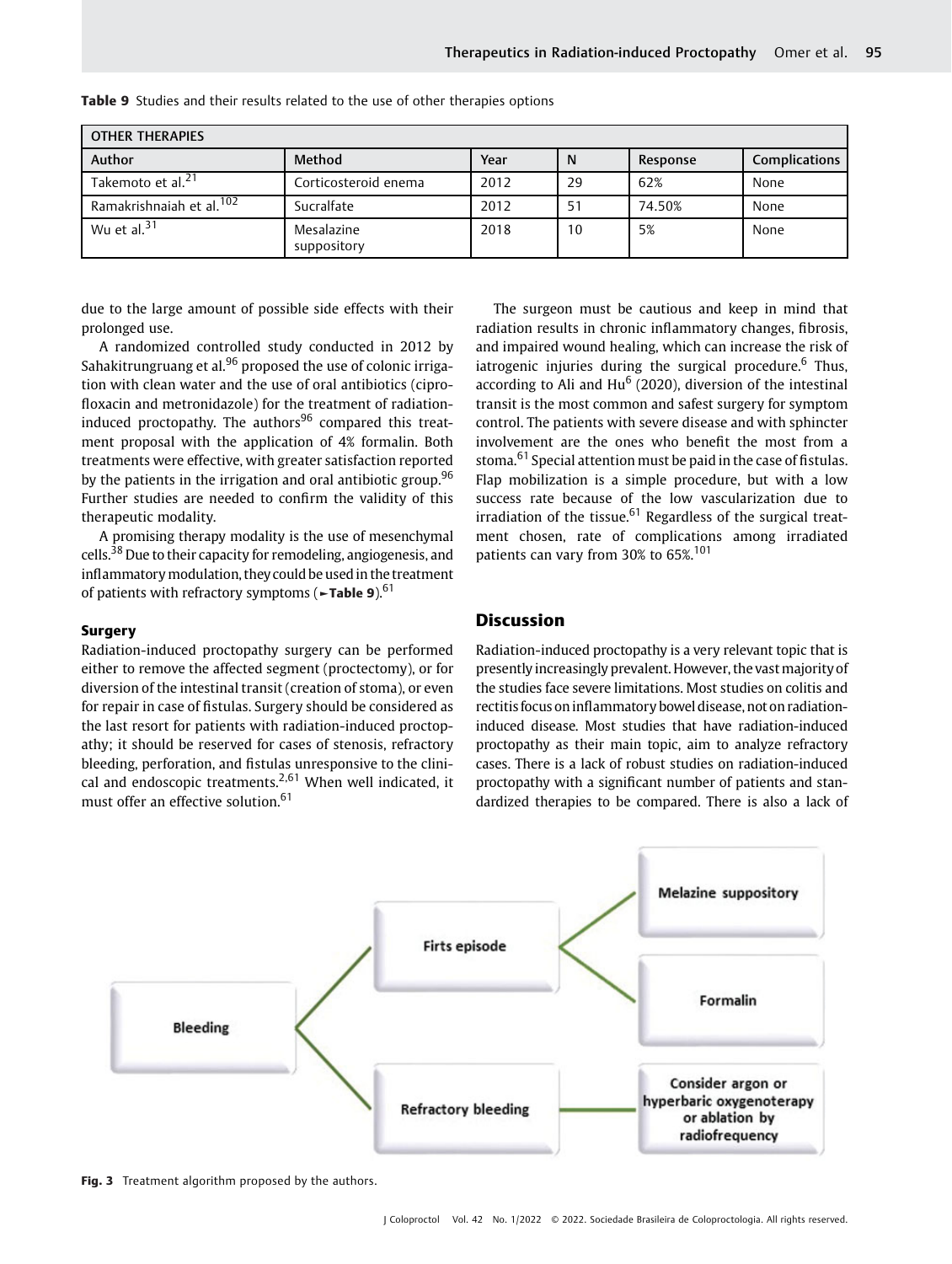**Table 9** Studies and their results related to the use of other therapies options

| OTHER THERAPIES | | | | | |
|---|---|---|---|---|---|
| Author | Method | Year | N | Response | Complications |
| Takemoto et al.[21] | Corticosteroid enema | 2012 | 29 | 62% | None |
| Ramakrishnaiah et al.[102] | Sucralfate | 2012 | 51 | 74.50% | None |
| Wu et al.[31] | Mesalazine suppository | 2018 | 10 | 5% | None |

due to the large amount of possible side effects with their prolonged use.

A randomized controlled study conducted in 2012 by Sahakitrungruang et al.[96] proposed the use of colonic irrigation with clean water and the use of oral antibiotics (ciprofloxacin and metronidazole) for the treatment of radiation-induced proctopathy. The authors[96] compared this treatment proposal with the application of 4% formalin. Both treatments were effective, with greater satisfaction reported by the patients in the irrigation and oral antibiotic group.[96] Further studies are needed to confirm the validity of this therapeutic modality.

A promising therapy modality is the use of mesenchymal cells.[38] Due to their capacity for remodeling, angiogenesis, and inflammatory modulation, they could be used in the treatment of patients with refractory symptoms (►**Table 9**).[61]

### Surgery

Radiation-induced proctopathy surgery can be performed either to remove the affected segment (proctectomy), or for diversion of the intestinal transit (creation of stoma), or even for repair in case of fistulas. Surgery should be considered as the last resort for patients with radiation-induced proctopathy; it should be reserved for cases of stenosis, refractory bleeding, perforation, and fistulas unresponsive to the clinical and endoscopic treatments.[2,61] When well indicated, it must offer an effective solution.[61]

The surgeon must be cautious and keep in mind that radiation results in chronic inflammatory changes, fibrosis, and impaired wound healing, which can increase the risk of iatrogenic injuries during the surgical procedure.[6] Thus, according to Ali and Hu[6] (2020), diversion of the intestinal transit is the most common and safest surgery for symptom control. The patients with severe disease and with sphincter involvement are the ones who benefit the most from a stoma.[61] Special attention must be paid in the case of fistulas. Flap mobilization is a simple procedure, but with a low success rate because of the low vascularization due to irradiation of the tissue.[61] Regardless of the surgical treatment chosen, rate of complications among irradiated patients can vary from 30% to 65%.[101]

## Discussion

Radiation-induced proctopathy is a very relevant topic that is presently increasingly prevalent. However, the vast majority of the studies face severe limitations. Most studies on colitis and rectitis focus on inflammatory bowel disease, not on radiation-induced disease. Most studies that have radiation-induced proctopathy as their main topic, aim to analyze refractory cases. There is a lack of robust studies on radiation-induced proctopathy with a significant number of patients and standardized therapies to be compared. There is also a lack of

Bleeding → Firts episode → Melazine suppository; Formalin
Bleeding → Refractory bleeding → Consider argon or hyperbaric oxygenoterapy or ablation by radiofrequency

**Fig. 3** Treatment algorithm proposed by the authors.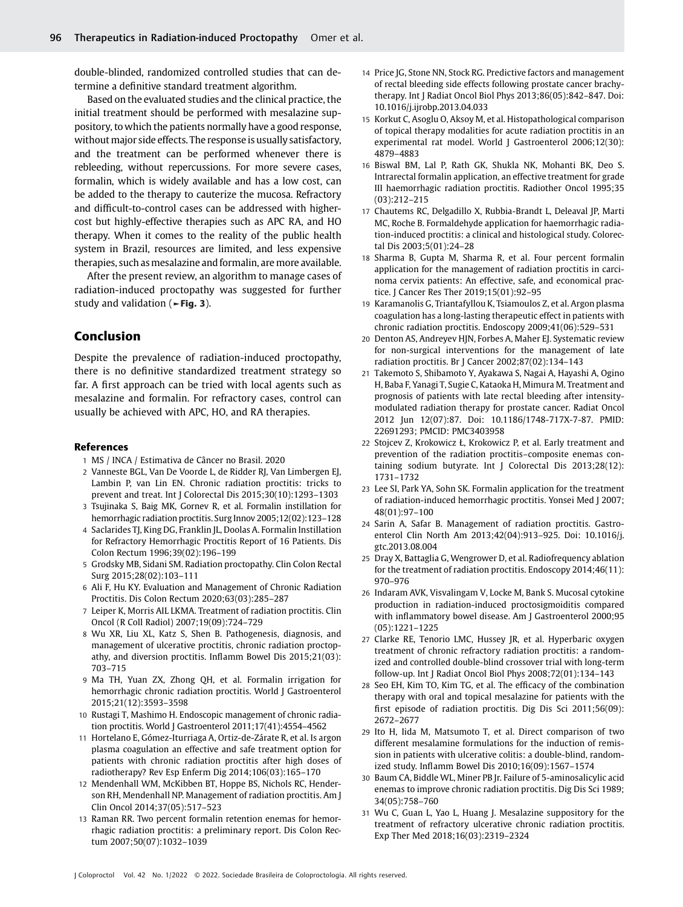double-blinded, randomized controlled studies that can determine a definitive standard treatment algorithm.

Based on the evaluated studies and the clinical practice, the initial treatment should be performed with mesalazine suppository, to which the patients normally have a good response, without major side effects. The response is usually satisfactory, and the treatment can be performed whenever there is rebleeding, without repercussions. For more severe cases, formalin, which is widely available and has a low cost, can be added to the therapy to cauterize the mucosa. Refractory and difficult-to-control cases can be addressed with higher-cost but highly-effective therapies such as APC RA, and HO therapy. When it comes to the reality of the public health system in Brazil, resources are limited, and less expensive therapies, such as mesalazine and formalin, are more available.

After the present review, an algorithm to manage cases of radiation-induced proctopathy was suggested for further study and validation (►**Fig. 3**).

## Conclusion

Despite the prevalence of radiation-induced proctopathy, there is no definitive standardized treatment strategy so far. A first approach can be tried with local agents such as mesalazine and formalin. For refractory cases, control can usually be achieved with APC, HO, and RA therapies.

### References

1. MS / INCA / Estimativa de Câncer no Brasil. 2020
2. Vanneste BGL, Van De Voorde L, de Ridder RJ, Van Limbergen EJ, Lambin P, van Lin EN. Chronic radiation proctitis: tricks to prevent and treat. Int J Colorectal Dis 2015;30(10):1293–1303
3. Tsujinaka S, Baig MK, Gornev R, et al. Formalin instillation for hemorrhagic radiation proctitis. Surg Innov 2005;12(02):123–128
4. Saclarides TJ, King DG, Franklin JL, Doolas A. Formalin Instillation for Refractory Hemorrhagic Proctitis Report of 16 Patients. Dis Colon Rectum 1996;39(02):196–199
5. Grodsky MB, Sidani SM. Radiation proctopathy. Clin Colon Rectal Surg 2015;28(02):103–111
6. Ali F, Hu KY. Evaluation and Management of Chronic Radiation Proctitis. Dis Colon Rectum 2020;63(03):285–287
7. Leiper K, Morris AIL LKMA. Treatment of radiation proctitis. Clin Oncol (R Coll Radiol) 2007;19(09):724–729
8. Wu XR, Liu XL, Katz S, Shen B. Pathogenesis, diagnosis, and management of ulcerative proctitis, chronic radiation proctopathy, and diversion proctitis. Inflamm Bowel Dis 2015;21(03):703–715
9. Ma TH, Yuan ZX, Zhong QH, et al. Formalin irrigation for hemorrhagic chronic radiation proctitis. World J Gastroenterol 2015;21(12):3593–3598
10. Rustagi T, Mashimo H. Endoscopic management of chronic radiation proctitis. World J Gastroenterol 2011;17(41):4554–4562
11. Hortelano E, Gómez-Iturriaga A, Ortiz-de-Zárate R, et al. Is argon plasma coagulation an effective and safe treatment option for patients with chronic radiation proctitis after high doses of radiotherapy? Rev Esp Enferm Dig 2014;106(03):165–170
12. Mendenhall WM, McKibben BT, Hoppe BS, Nichols RC, Henderson RH, Mendenhall NP. Management of radiation proctitis. Am J Clin Oncol 2014;37(05):517–523
13. Raman RR. Two percent formalin retention enemas for hemorrhagic radiation proctitis: a preliminary report. Dis Colon Rectum 2007;50(07):1032–1039
14. Price JG, Stone NN, Stock RG. Predictive factors and management of rectal bleeding side effects following prostate cancer brachytherapy. Int J Radiat Oncol Biol Phys 2013;86(05):842–847. Doi: 10.1016/j.ijrobp.2013.04.033
15. Korkut C, Asoglu O, Aksoy M, et al. Histopathological comparison of topical therapy modalities for acute radiation proctitis in an experimental rat model. World J Gastroenterol 2006;12(30):4879–4883
16. Biswal BM, Lal P, Rath GK, Shukla NK, Mohanti BK, Deo S. Intrarectal formalin application, an effective treatment for grade III haemorrhagic radiation proctitis. Radiother Oncol 1995;35(03):212–215
17. Chautems RC, Delgadillo X, Rubbia-Brandt L, Deleaval JP, Marti MC, Roche B. Formaldehyde application for haemorrhagic radiation-induced proctitis: a clinical and histological study. Colorectal Dis 2003;5(01):24–28
18. Sharma B, Gupta M, Sharma R, et al. Four percent formalin application for the management of radiation proctitis in carcinoma cervix patients: An effective, safe, and economical practice. J Cancer Res Ther 2019;15(01):92–95
19. Karamanolis G, Triantafyllou K, Tsiamoulos Z, et al. Argon plasma coagulation has a long-lasting therapeutic effect in patients with chronic radiation proctitis. Endoscopy 2009;41(06):529–531
20. Denton AS, Andreyev HJN, Forbes A, Maher EJ. Systematic review for non-surgical interventions for the management of late radiation proctitis. Br J Cancer 2002;87(02):134–143
21. Takemoto S, Shibamoto Y, Ayakawa S, Nagai A, Hayashi A, Ogino H, Baba F, Yanagi T, Sugie C, Kataoka H, Mimura M. Treatment and prognosis of patients with late rectal bleeding after intensity-modulated radiation therapy for prostate cancer. Radiat Oncol 2012 Jun 12(07):87. Doi: 10.1186/1748-717X-7-87. PMID: 22691293; PMCID: PMC3403958
22. Stojcev Z, Krokowicz Ł, Krokowicz P, et al. Early treatment and prevention of the radiation proctitis–composite enemas containing sodium butyrate. Int J Colorectal Dis 2013;28(12):1731–1732
23. Lee SI, Park YA, Sohn SK. Formalin application for the treatment of radiation-induced hemorrhagic proctitis. Yonsei Med J 2007;48(01):97–100
24. Sarin A, Safar B. Management of radiation proctitis. Gastroenterol Clin North Am 2013;42(04):913–925. Doi: 10.1016/j.gtc.2013.08.004
25. Dray X, Battaglia G, Wengrower D, et al. Radiofrequency ablation for the treatment of radiation proctitis. Endoscopy 2014;46(11):970–976
26. Indaram AVK, Visvalingam V, Locke M, Bank S. Mucosal cytokine production in radiation-induced proctosigmoiditis compared with inflammatory bowel disease. Am J Gastroenterol 2000;95(05):1221–1225
27. Clarke RE, Tenorio LMC, Hussey JR, et al. Hyperbaric oxygen treatment of chronic refractory radiation proctitis: a randomized and controlled double-blind crossover trial with long-term follow-up. Int J Radiat Oncol Biol Phys 2008;72(01):134–143
28. Seo EH, Kim TO, Kim TG, et al. The efficacy of the combination therapy with oral and topical mesalazine for patients with the first episode of radiation proctitis. Dig Dis Sci 2011;56(09):2672–2677
29. Ito H, Iida M, Matsumoto T, et al. Direct comparison of two different mesalamine formulations for the induction of remission in patients with ulcerative colitis: a double-blind, randomized study. Inflamm Bowel Dis 2010;16(09):1567–1574
30. Baum CA, Biddle WL, Miner PB Jr. Failure of 5-aminosalicylic acid enemas to improve chronic radiation proctitis. Dig Dis Sci 1989;34(05):758–760
31. Wu C, Guan L, Yao L, Huang J. Mesalazine suppository for the treatment of refractory ulcerative chronic radiation proctitis. Exp Ther Med 2018;16(03):2319–2324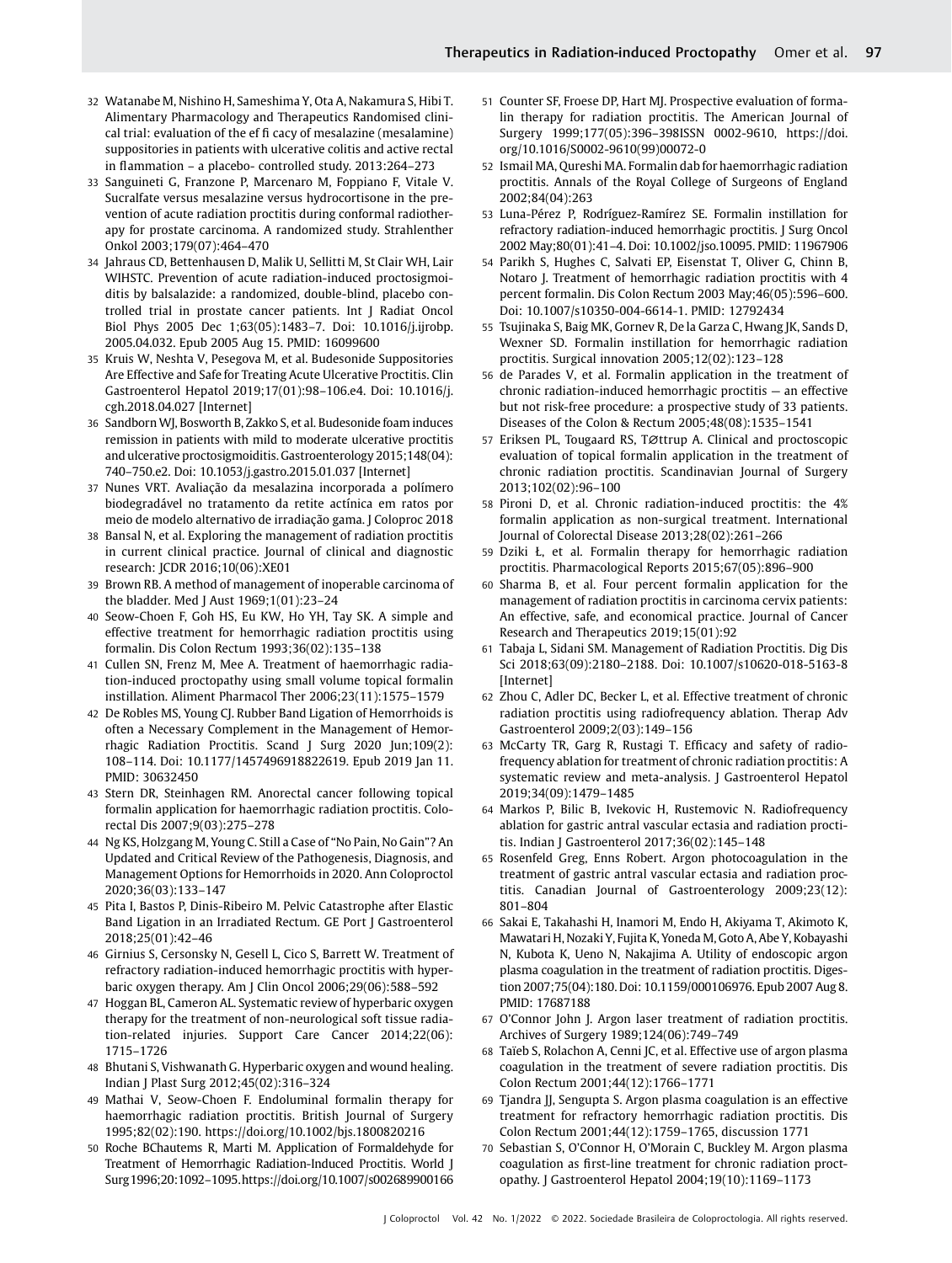32 Watanabe M, Nishino H, Sameshima Y, Ota A, Nakamura S, Hibi T. Alimentary Pharmacology and Therapeutics Randomised clinical trial: evaluation of the ef fi cacy of mesalazine (mesalamine) suppositories in patients with ulcerative colitis and active rectal in flammation – a placebo- controlled study. 2013:264–273

33 Sanguineti G, Franzone P, Marcenaro M, Foppiano F, Vitale V. Sucralfate versus mesalazine versus hydrocortisone in the prevention of acute radiation proctitis during conformal radiotherapy for prostate carcinoma. A randomized study. Strahlenther Onkol 2003;179(07):464–470

34 Jahraus CD, Bettenhausen D, Malik U, Sellitti M, St Clair WH, Lair WIHSTC. Prevention of acute radiation-induced proctosigmoiditis by balsalazide: a randomized, double-blind, placebo controlled trial in prostate cancer patients. Int J Radiat Oncol Biol Phys 2005 Dec 1;63(05):1483–7. Doi: 10.1016/j.ijrobp.2005.04.032. Epub 2005 Aug 15. PMID: 16099600

35 Kruis W, Neshta V, Pesegova M, et al. Budesonide Suppositories Are Effective and Safe for Treating Acute Ulcerative Proctitis. Clin Gastroenterol Hepatol 2019;17(01):98–106.e4. Doi: 10.1016/j.cgh.2018.04.027 [Internet]

36 Sandborn WJ, Bosworth B, Zakko S, et al. Budesonide foam induces remission in patients with mild to moderate ulcerative proctitis and ulcerative proctosigmoiditis. Gastroenterology 2015;148(04):740–750.e2. Doi: 10.1053/j.gastro.2015.01.037 [Internet]

37 Nunes VRT. Avaliação da mesalazina incorporada a polímero biodegradável no tratamento da retite actínica em ratos por meio de modelo alternativo de irradiação gama. J Coloproc 2018

38 Bansal N, et al. Exploring the management of radiation proctitis in current clinical practice. Journal of clinical and diagnostic research: JCDR 2016;10(06):XE01

39 Brown RB. A method of management of inoperable carcinoma of the bladder. Med J Aust 1969;1(01):23–24

40 Seow-Choen F, Goh HS, Eu KW, Ho YH, Tay SK. A simple and effective treatment for hemorrhagic radiation proctitis using formalin. Dis Colon Rectum 1993;36(02):135–138

41 Cullen SN, Frenz M, Mee A. Treatment of haemorrhagic radiation-induced proctopathy using small volume topical formalin instillation. Aliment Pharmacol Ther 2006;23(11):1575–1579

42 De Robles MS, Young CJ. Rubber Band Ligation of Hemorrhoids is often a Necessary Complement in the Management of Hemorrhagic Radiation Proctitis. Scand J Surg 2020 Jun;109(2):108–114. Doi: 10.1177/1457496918822619. Epub 2019 Jan 11. PMID: 30632450

43 Stern DR, Steinhagen RM. Anorectal cancer following topical formalin application for haemorrhagic radiation proctitis. Colorectal Dis 2007;9(03):275–278

44 Ng KS, Holzgang M, Young C. Still a Case of "No Pain, No Gain"? An Updated and Critical Review of the Pathogenesis, Diagnosis, and Management Options for Hemorrhoids in 2020. Ann Coloproctol 2020;36(03):133–147

45 Pita I, Bastos P, Dinis-Ribeiro M. Pelvic Catastrophe after Elastic Band Ligation in an Irradiated Rectum. GE Port J Gastroenterol 2018;25(01):42–46

46 Girnius S, Cersonsky N, Gesell L, Cico S, Barrett W. Treatment of refractory radiation-induced hemorrhagic proctitis with hyperbaric oxygen therapy. Am J Clin Oncol 2006;29(06):588–592

47 Hoggan BL, Cameron AL. Systematic review of hyperbaric oxygen therapy for the treatment of non-neurological soft tissue radiation-related injuries. Support Care Cancer 2014;22(06):1715–1726

48 Bhutani S, Vishwanath G. Hyperbaric oxygen and wound healing. Indian J Plast Surg 2012;45(02):316–324

49 Mathai V, Seow-Choen F. Endoluminal formalin therapy for haemorrhagic radiation proctitis. British Journal of Surgery 1995;82(02):190. https://doi.org/10.1002/bjs.1800820216

50 Roche BChautems R, Marti M. Application of Formaldehyde for Treatment of Hemorrhagic Radiation-Induced Proctitis. World J Surg 1996;20:1092–1095. https://doi.org/10.1007/s002689900166

51 Counter SF, Froese DP, Hart MJ. Prospective evaluation of formalin therapy for radiation proctitis. The American Journal of Surgery 1999;177(05):396–398ISSN 0002-9610, https://doi.org/10.1016/S0002-9610(99)00072-0

52 Ismail MA, Qureshi MA. Formalin dab for haemorrhagic radiation proctitis. Annals of the Royal College of Surgeons of England 2002;84(04):263

53 Luna-Pérez P, Rodríguez-Ramírez SE. Formalin instillation for refractory radiation-induced hemorrhagic proctitis. J Surg Oncol 2002 May;80(01):41–4. Doi: 10.1002/jso.10095. PMID: 11967906

54 Parikh S, Hughes C, Salvati EP, Eisenstat T, Oliver G, Chinn B, Notaro J. Treatment of hemorrhagic radiation proctitis with 4 percent formalin. Dis Colon Rectum 2003 May;46(05):596–600. Doi: 10.1007/s10350-004-6614-1. PMID: 12792434

55 Tsujinaka S, Baig MK, Gornev R, De la Garza C, Hwang JK, Sands D, Wexner SD. Formalin instillation for hemorrhagic radiation proctitis. Surgical innovation 2005;12(02):123–128

56 de Parades V, et al. Formalin application in the treatment of chronic radiation-induced hemorrhagic proctitis — an effective but not risk-free procedure: a prospective study of 33 patients. Diseases of the Colon & Rectum 2005;48(08):1535–1541

57 Eriksen PL, Tougaard RS, TØttrup A. Clinical and proctoscopic evaluation of topical formalin application in the treatment of chronic radiation proctitis. Scandinavian Journal of Surgery 2013;102(02):96–100

58 Pironi D, et al. Chronic radiation-induced proctitis: the 4% formalin application as non-surgical treatment. International Journal of Colorectal Disease 2013;28(02):261–266

59 Dziki Ł, et al. Formalin therapy for hemorrhagic radiation proctitis. Pharmacological Reports 2015;67(05):896–900

60 Sharma B, et al. Four percent formalin application for the management of radiation proctitis in carcinoma cervix patients: An effective, safe, and economical practice. Journal of Cancer Research and Therapeutics 2019;15(01):92

61 Tabaja L, Sidani SM. Management of Radiation Proctitis. Dig Dis Sci 2018;63(09):2180–2188. Doi: 10.1007/s10620-018-5163-8 [Internet]

62 Zhou C, Adler DC, Becker L, et al. Effective treatment of chronic radiation proctitis using radiofrequency ablation. Therap Adv Gastroenterol 2009;2(03):149–156

63 McCarty TR, Garg R, Rustagi T. Efficacy and safety of radiofrequency ablation for treatment of chronic radiation proctitis: A systematic review and meta-analysis. J Gastroenterol Hepatol 2019;34(09):1479–1485

64 Markos P, Bilic B, Ivekovic H, Rustemovic N. Radiofrequency ablation for gastric antral vascular ectasia and radiation proctitis. Indian J Gastroenterol 2017;36(02):145–148

65 Rosenfeld Greg, Enns Robert. Argon photocoagulation in the treatment of gastric antral vascular ectasia and radiation proctitis. Canadian Journal of Gastroenterology 2009;23(12):801–804

66 Sakai E, Takahashi H, Inamori M, Endo H, Akiyama T, Akimoto K, Mawatari H, Nozaki Y, Fujita K, Yoneda M, Goto A, Abe Y, Kobayashi N, Kubota K, Ueno N, Nakajima A. Utility of endoscopic argon plasma coagulation in the treatment of radiation proctitis. Digestion 2007;75(04):180. Doi: 10.1159/000106976. Epub 2007 Aug 8. PMID: 17687188

67 O'Connor John J. Argon laser treatment of radiation proctitis. Archives of Surgery 1989;124(06):749–749

68 Taïeb S, Rolachon A, Cenni JC, et al. Effective use of argon plasma coagulation in the treatment of severe radiation proctitis. Dis Colon Rectum 2001;44(12):1766–1771

69 Tjandra JJ, Sengupta S. Argon plasma coagulation is an effective treatment for refractory hemorrhagic radiation proctitis. Dis Colon Rectum 2001;44(12):1759–1765, discussion 1771

70 Sebastian S, O'Connor H, O'Morain C, Buckley M. Argon plasma coagulation as first-line treatment for chronic radiation proctopathy. J Gastroenterol Hepatol 2004;19(10):1169–1173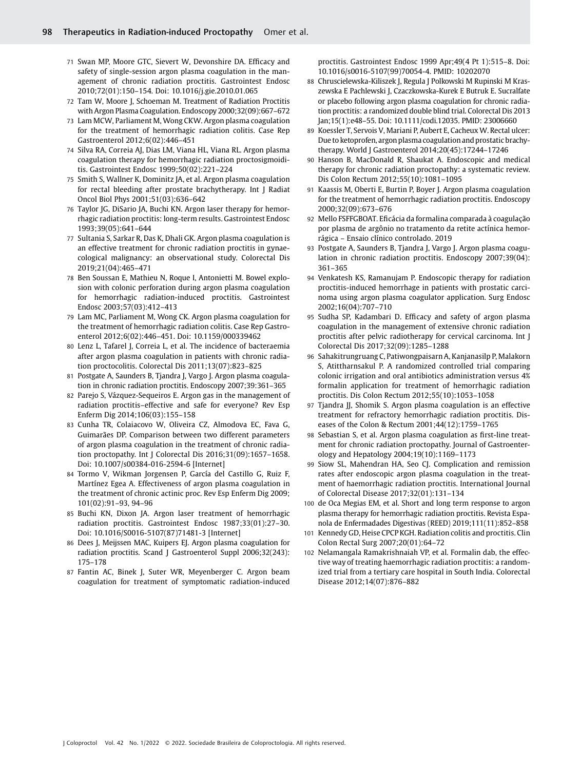71 Swan MP, Moore GTC, Sievert W, Devonshire DA. Efficacy and safety of single-session argon plasma coagulation in the management of chronic radiation proctitis. Gastrointest Endosc 2010;72(01):150–154. Doi: 10.1016/j.gie.2010.01.065

72 Tam W, Moore J, Schoeman M. Treatment of Radiation Proctitis with Argon Plasma Coagulation. Endoscopy 2000;32(09):667–672

73 Lam MCW, Parliament M, Wong CKW. Argon plasma coagulation for the treatment of hemorrhagic radiation colitis. Case Rep Gastroenterol 2012;6(02):446–451

74 Silva RA, Correia AJ, Dias LM, Viana HL, Viana RL. Argon plasma coagulation therapy for hemorrhagic radiation proctosigmoiditis. Gastrointest Endosc 1999;50(02):221–224

75 Smith S, Wallner K, Dominitz JA, et al. Argon plasma coagulation for rectal bleeding after prostate brachytherapy. Int J Radiat Oncol Biol Phys 2001;51(03):636–642

76 Taylor JG, DiSario JA, Buchi KN. Argon laser therapy for hemorrhagic radiation proctitis: long-term results. Gastrointest Endosc 1993;39(05):641–644

77 Sultania S, Sarkar R, Das K, Dhali GK. Argon plasma coagulation is an effective treatment for chronic radiation proctitis in gynaecological malignancy: an observational study. Colorectal Dis 2019;21(04):465–471

78 Ben Soussan E, Mathieu N, Roque I, Antonietti M. Bowel explosion with colonic perforation during argon plasma coagulation for hemorrhagic radiation-induced proctitis. Gastrointest Endosc 2003;57(03):412–413

79 Lam MC, Parliament M, Wong CK. Argon plasma coagulation for the treatment of hemorrhagic radiation colitis. Case Rep Gastroenterol 2012;6(02):446–451. Doi: 10.1159/000339462

80 Lenz L, Tafarel J, Correia L, et al. The incidence of bacteraemia after argon plasma coagulation in patients with chronic radiation proctocolitis. Colorectal Dis 2011;13(07):823–825

81 Postgate A, Saunders B, Tjandra J, Vargo J. Argon plasma coagulation in chronic radiation proctitis. Endoscopy 2007;39:361–365

82 Parejo S, Vázquez-Sequeiros E. Argon gas in the management of radiation proctitis–effective and safe for everyone? Rev Esp Enferm Dig 2014;106(03):155–158

83 Cunha TR, Colaiacovo W, Oliveira CZ, Almodova EC, Fava G, Guimarães DP. Comparison between two different parameters of argon plasma coagulation in the treatment of chronic radiation proctopathy. Int J Colorectal Dis 2016;31(09):1657–1658. Doi: 10.1007/s00384-016-2594-6 [Internet]

84 Tormo V, Wikman Jorgensen P, García del Castillo G, Ruiz F, Martínez Egea A. Effectiveness of argon plasma coagulation in the treatment of chronic actinic proc. Rev Esp Enferm Dig 2009; 101(02):91–93, 94–96

85 Buchi KN, Dixon JA. Argon laser treatment of hemorrhagic radiation proctitis. Gastrointest Endosc 1987;33(01):27–30. Doi: 10.1016/S0016-5107(87)71481-3 [Internet]

86 Dees J, Meijssen MAC, Kuipers EJ. Argon plasma coagulation for radiation proctitis. Scand J Gastroenterol Suppl 2006;32(243): 175–178

87 Fantin AC, Binek J, Suter WR, Meyenberger C. Argon beam coagulation for treatment of symptomatic radiation-induced proctitis. Gastrointest Endosc 1999 Apr;49(4 Pt 1):515–8. Doi: 10.1016/s0016-5107(99)70054-4. PMID: 10202070

88 Chruscielewska-Kiliszek J, Regula J Polkowski M Rupinski M Kraszewska E Pachlewski J, Czaczkowska-Kurek E Butruk E. Sucralfate or placebo following argon plasma coagulation for chronic radiation proctitis: a randomized double blind trial. Colorectal Dis 2013 Jan;15(1):e48–55. Doi: 10.1111/codi.12035. PMID: 23006660

89 Koessler T, Servois V, Mariani P, Aubert E, Cacheux W. Rectal ulcer: Due to ketoprofen, argon plasma coagulation and prostatic brachytherapy. World J Gastroenterol 2014;20(45):17244–17246

90 Hanson B, MacDonald R, Shaukat A. Endoscopic and medical therapy for chronic radiation proctopathy: a systematic review. Dis Colon Rectum 2012;55(10):1081–1095

91 Kaassis M, Oberti E, Burtin P, Boyer J. Argon plasma coagulation for the treatment of hemorrhagic radiation proctitis. Endoscopy 2000;32(09):673–676

92 Mello FSFFGBOAT. Eficácia da formalina comparada à coagulação por plasma de argônio no tratamento da retite actínica hemorrágica – Ensaio clínico controlado. 2019

93 Postgate A, Saunders B, Tjandra J, Vargo J. Argon plasma coagulation in chronic radiation proctitis. Endoscopy 2007;39(04): 361–365

94 Venkatesh KS, Ramanujam P. Endoscopic therapy for radiation proctitis-induced hemorrhage in patients with prostatic carcinoma using argon plasma coagulator application. Surg Endosc 2002;16(04):707–710

95 Sudha SP, Kadambari D. Efficacy and safety of argon plasma coagulation in the management of extensive chronic radiation proctitis after pelvic radiotherapy for cervical carcinoma. Int J Colorectal Dis 2017;32(09):1285–1288

96 Sahakitrungruang C, Patiwongpaisarn A, Kanjanasilp P, Malakorn S, Atittharnsakul P. A randomized controlled trial comparing colonic irrigation and oral antibiotics administration versus 4% formalin application for treatment of hemorrhagic radiation proctitis. Dis Colon Rectum 2012;55(10):1053–1058

97 Tjandra JJ, Shomik S. Argon plasma coagulation is an effective treatment for refractory hemorrhagic radiation proctitis. Diseases of the Colon & Rectum 2001;44(12):1759–1765

98 Sebastian S, et al. Argon plasma coagulation as first-line treatment for chronic radiation proctopathy. Journal of Gastroenterology and Hepatology 2004;19(10):1169–1173

99 Siow SL, Mahendran HA, Seo CJ. Complication and remission rates after endoscopic argon plasma coagulation in the treatment of haemorrhagic radiation proctitis. International Journal of Colorectal Disease 2017;32(01):131–134

100 de Oca Megias EM, et al. Short and long term response to argon plasma therapy for hemorrhagic radiation proctitis. Revista Espanola de Enfermadades Digestivas (REED) 2019;111(11):852–858

101 Kennedy GD, Heise CPCP KGH. Radiation colitis and proctitis. Clin Colon Rectal Surg 2007;20(01):64–72

102 Nelamangala Ramakrishnaiah VP, et al. Formalin dab, the effective way of treating haemorrhagic radiation proctitis: a randomized trial from a tertiary care hospital in South India. Colorectal Disease 2012;14(07):876–882